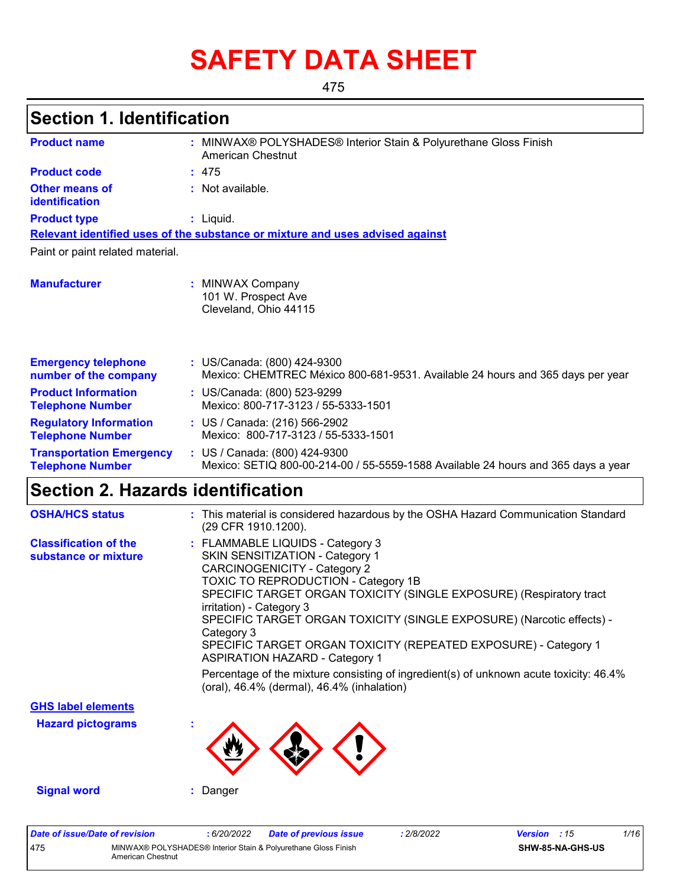# SAFETY DATA SHEET

475

## Section 1. Identification

**Product name** : MINWAX® POLYSHADES® Interior Stain & Polyurethane Gloss Finish American Chestnut

**Product code** : 475

**Other means of identification** : Not available.

**Product type** : Liquid.

**Relevant identified uses of the substance or mixture and uses advised against**

Paint or paint related material.

**Manufacturer** : MINWAX Company
101 W. Prospect Ave
Cleveland, Ohio 44115

**Emergency telephone number of the company** : US/Canada: (800) 424-9300
Mexico: CHEMTREC México 800-681-9531. Available 24 hours and 365 days per year

**Product Information Telephone Number** : US/Canada: (800) 523-9299
Mexico: 800-717-3123 / 55-5333-1501

**Regulatory Information Telephone Number** : US / Canada: (216) 566-2902
Mexico: 800-717-3123 / 55-5333-1501

**Transportation Emergency Telephone Number** : US / Canada: (800) 424-9300
Mexico: SETIQ 800-00-214-00 / 55-5559-1588 Available 24 hours and 365 days a year

## Section 2. Hazards identification

**OSHA/HCS status** : This material is considered hazardous by the OSHA Hazard Communication Standard (29 CFR 1910.1200).

**Classification of the substance or mixture** : FLAMMABLE LIQUIDS - Category 3
SKIN SENSITIZATION - Category 1
CARCINOGENICITY - Category 2
TOXIC TO REPRODUCTION - Category 1B
SPECIFIC TARGET ORGAN TOXICITY (SINGLE EXPOSURE) (Respiratory tract irritation) - Category 3
SPECIFIC TARGET ORGAN TOXICITY (SINGLE EXPOSURE) (Narcotic effects) - Category 3
SPECIFIC TARGET ORGAN TOXICITY (REPEATED EXPOSURE) - Category 1
ASPIRATION HAZARD - Category 1

Percentage of the mixture consisting of ingredient(s) of unknown acute toxicity: 46.4% (oral), 46.4% (dermal), 46.4% (inhalation)

**GHS label elements**

**Hazard pictograms** :

**Signal word** : Danger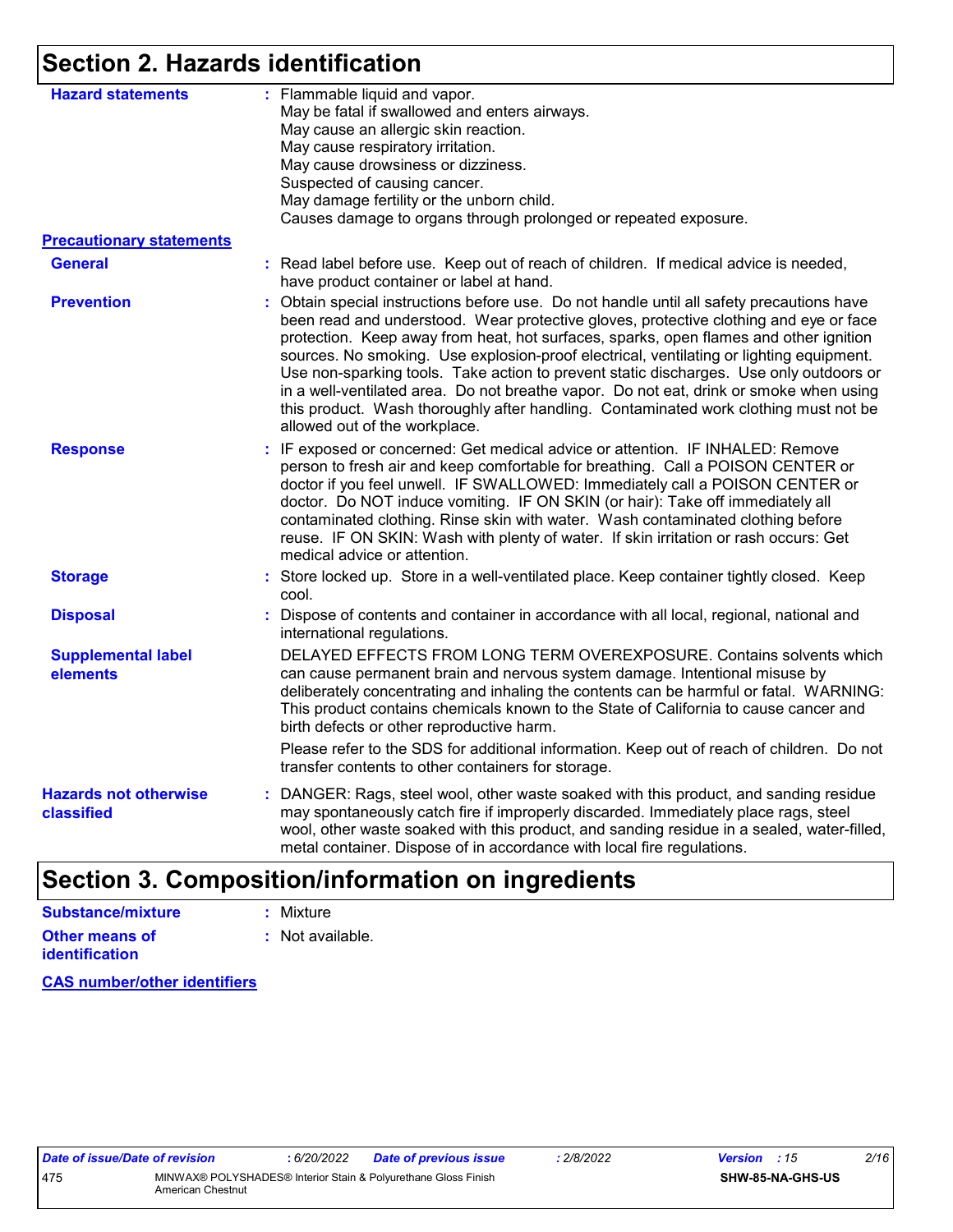## Section 2. Hazards identification

**Hazard statements** : Flammable liquid and vapor.
May be fatal if swallowed and enters airways.
May cause an allergic skin reaction.
May cause respiratory irritation.
May cause drowsiness or dizziness.
Suspected of causing cancer.
May damage fertility or the unborn child.
Causes damage to organs through prolonged or repeated exposure.

**Precautionary statements**

**General** : Read label before use. Keep out of reach of children. If medical advice is needed, have product container or label at hand.

**Prevention** : Obtain special instructions before use. Do not handle until all safety precautions have been read and understood. Wear protective gloves, protective clothing and eye or face protection. Keep away from heat, hot surfaces, sparks, open flames and other ignition sources. No smoking. Use explosion-proof electrical, ventilating or lighting equipment. Use non-sparking tools. Take action to prevent static discharges. Use only outdoors or in a well-ventilated area. Do not breathe vapor. Do not eat, drink or smoke when using this product. Wash thoroughly after handling. Contaminated work clothing must not be allowed out of the workplace.

**Response** : IF exposed or concerned: Get medical advice or attention. IF INHALED: Remove person to fresh air and keep comfortable for breathing. Call a POISON CENTER or doctor if you feel unwell. IF SWALLOWED: Immediately call a POISON CENTER or doctor. Do NOT induce vomiting. IF ON SKIN (or hair): Take off immediately all contaminated clothing. Rinse skin with water. Wash contaminated clothing before reuse. IF ON SKIN: Wash with plenty of water. If skin irritation or rash occurs: Get medical advice or attention.

**Storage** : Store locked up. Store in a well-ventilated place. Keep container tightly closed. Keep cool.

**Disposal** : Dispose of contents and container in accordance with all local, regional, national and international regulations.

**Supplemental label elements**

DELAYED EFFECTS FROM LONG TERM OVEREXPOSURE. Contains solvents which can cause permanent brain and nervous system damage. Intentional misuse by deliberately concentrating and inhaling the contents can be harmful or fatal. WARNING: This product contains chemicals known to the State of California to cause cancer and birth defects or other reproductive harm.

Please refer to the SDS for additional information. Keep out of reach of children. Do not transfer contents to other containers for storage.

**Hazards not otherwise classified** : DANGER: Rags, steel wool, other waste soaked with this product, and sanding residue may spontaneously catch fire if improperly discarded. Immediately place rags, steel wool, other waste soaked with this product, and sanding residue in a sealed, water-filled, metal container. Dispose of in accordance with local fire regulations.

## Section 3. Composition/information on ingredients

**Substance/mixture** : Mixture

**Other means of identification** : Not available.

**CAS number/other identifiers**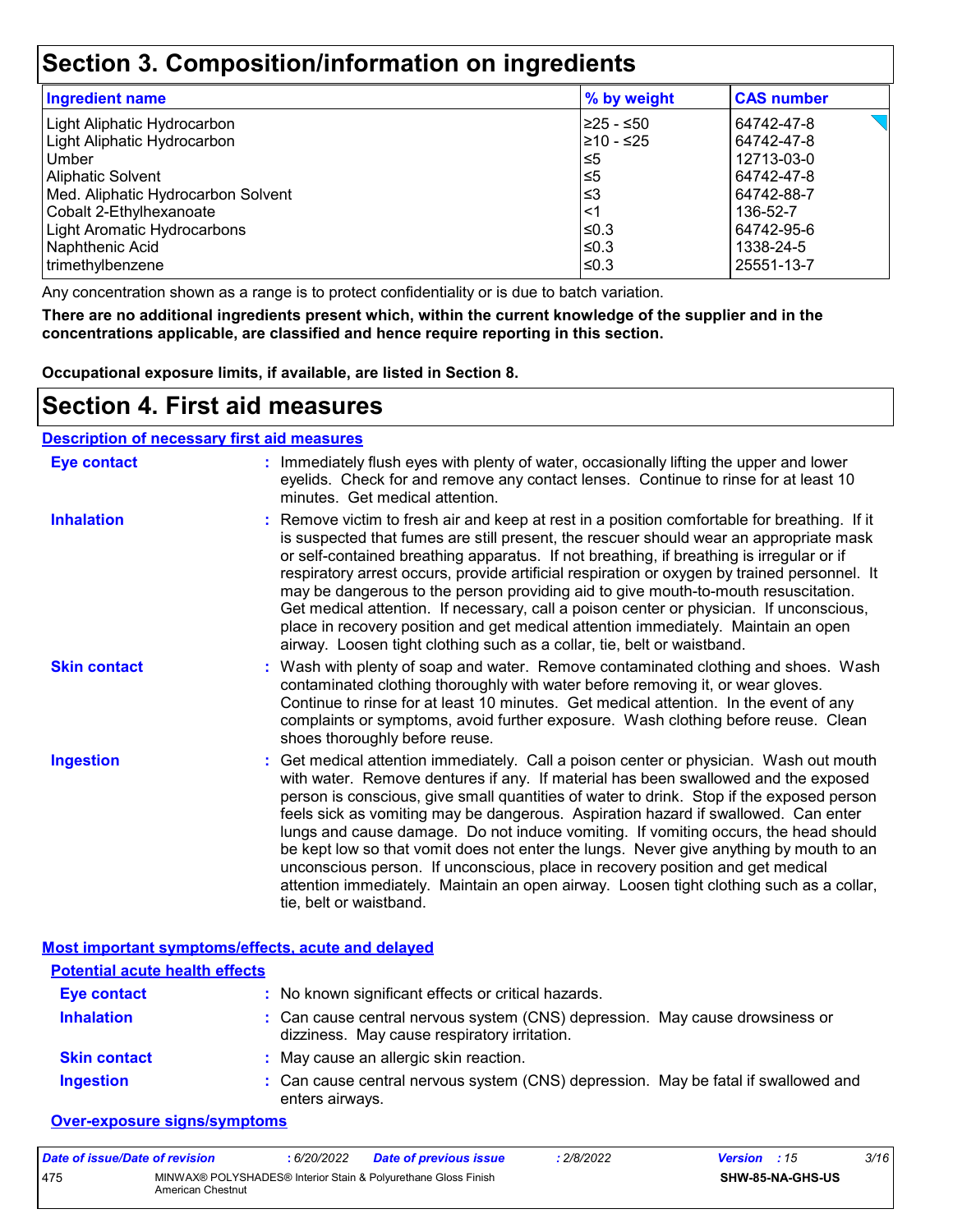# Section 3. Composition/information on ingredients

| Ingredient name | % by weight | CAS number |
|---|---|---|
| Light Aliphatic Hydrocarbon | ≥25 - ≤50 | 64742-47-8 |
| Light Aliphatic Hydrocarbon | ≥10 - ≤25 | 64742-47-8 |
| Umber | ≤5 | 12713-03-0 |
| Aliphatic Solvent | ≤5 | 64742-47-8 |
| Med. Aliphatic Hydrocarbon Solvent | ≤3 | 64742-88-7 |
| Cobalt 2-Ethylhexanoate | <1 | 136-52-7 |
| Light Aromatic Hydrocarbons | ≤0.3 | 64742-95-6 |
| Naphthenic Acid | ≤0.3 | 1338-24-5 |
| trimethylbenzene | ≤0.3 | 25551-13-7 |

Any concentration shown as a range is to protect confidentiality or is due to batch variation.

**There are no additional ingredients present which, within the current knowledge of the supplier and in the concentrations applicable, are classified and hence require reporting in this section.**

**Occupational exposure limits, if available, are listed in Section 8.**

# Section 4. First aid measures

## Description of necessary first aid measures

**Eye contact** : Immediately flush eyes with plenty of water, occasionally lifting the upper and lower eyelids. Check for and remove any contact lenses. Continue to rinse for at least 10 minutes. Get medical attention.

**Inhalation** : Remove victim to fresh air and keep at rest in a position comfortable for breathing. If it is suspected that fumes are still present, the rescuer should wear an appropriate mask or self-contained breathing apparatus. If not breathing, if breathing is irregular or if respiratory arrest occurs, provide artificial respiration or oxygen by trained personnel. It may be dangerous to the person providing aid to give mouth-to-mouth resuscitation. Get medical attention. If necessary, call a poison center or physician. If unconscious, place in recovery position and get medical attention immediately. Maintain an open airway. Loosen tight clothing such as a collar, tie, belt or waistband.

**Skin contact** : Wash with plenty of soap and water. Remove contaminated clothing and shoes. Wash contaminated clothing thoroughly with water before removing it, or wear gloves. Continue to rinse for at least 10 minutes. Get medical attention. In the event of any complaints or symptoms, avoid further exposure. Wash clothing before reuse. Clean shoes thoroughly before reuse.

**Ingestion** : Get medical attention immediately. Call a poison center or physician. Wash out mouth with water. Remove dentures if any. If material has been swallowed and the exposed person is conscious, give small quantities of water to drink. Stop if the exposed person feels sick as vomiting may be dangerous. Aspiration hazard if swallowed. Can enter lungs and cause damage. Do not induce vomiting. If vomiting occurs, the head should be kept low so that vomit does not enter the lungs. Never give anything by mouth to an unconscious person. If unconscious, place in recovery position and get medical attention immediately. Maintain an open airway. Loosen tight clothing such as a collar, tie, belt or waistband.

## Most important symptoms/effects, acute and delayed

### Potential acute health effects

**Eye contact** : No known significant effects or critical hazards.

**Inhalation** : Can cause central nervous system (CNS) depression. May cause drowsiness or dizziness. May cause respiratory irritation.

**Skin contact** : May cause an allergic skin reaction.

**Ingestion** : Can cause central nervous system (CNS) depression. May be fatal if swallowed and enters airways.

### Over-exposure signs/symptoms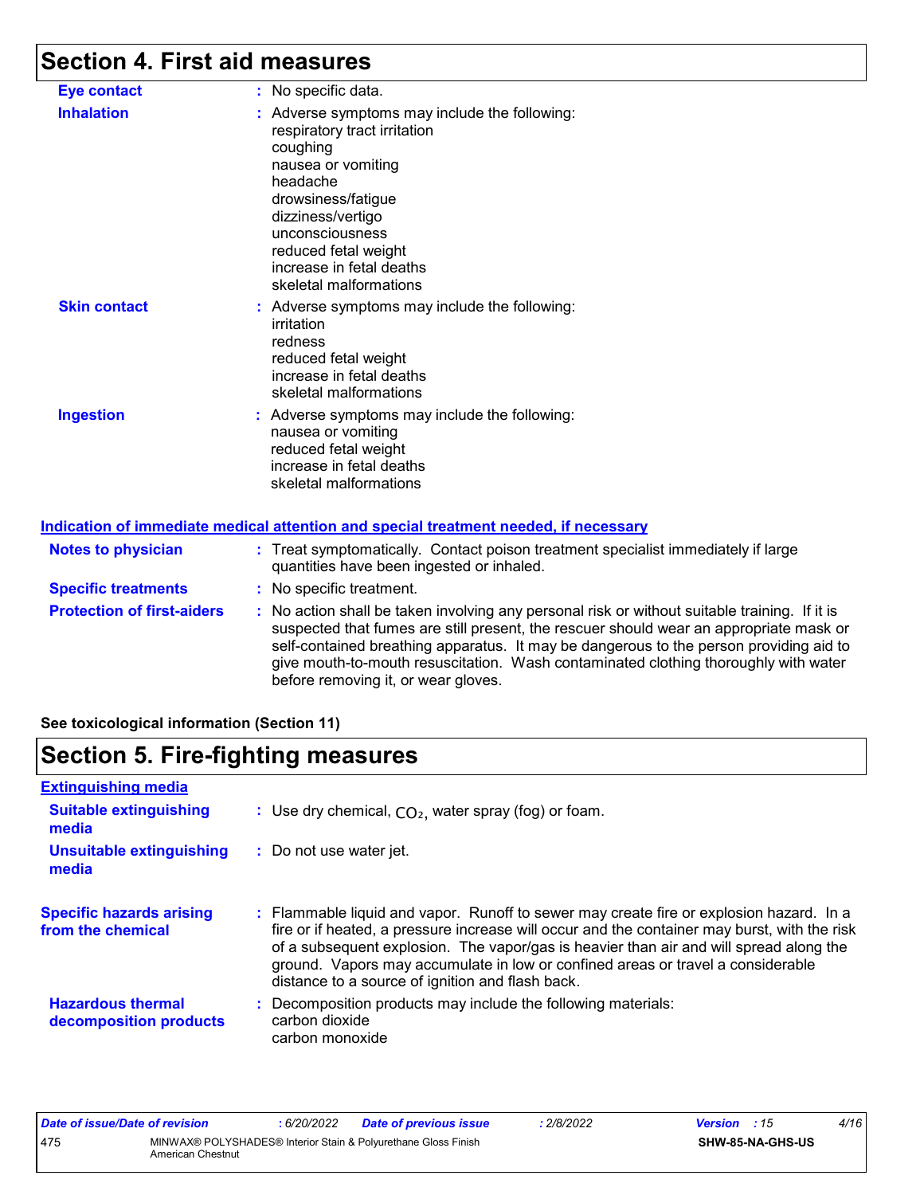# Section 4. First aid measures

| | |
|---|---|
| **Eye contact** | : No specific data. |
| **Inhalation** | : Adverse symptoms may include the following:<br>respiratory tract irritation<br>coughing<br>nausea or vomiting<br>headache<br>drowsiness/fatigue<br>dizziness/vertigo<br>unconsciousness<br>reduced fetal weight<br>increase in fetal deaths<br>skeletal malformations |
| **Skin contact** | : Adverse symptoms may include the following:<br>irritation<br>redness<br>reduced fetal weight<br>increase in fetal deaths<br>skeletal malformations |
| **Ingestion** | : Adverse symptoms may include the following:<br>nausea or vomiting<br>reduced fetal weight<br>increase in fetal deaths<br>skeletal malformations |

**Indication of immediate medical attention and special treatment needed, if necessary**

| | |
|---|---|
| **Notes to physician** | : Treat symptomatically. Contact poison treatment specialist immediately if large quantities have been ingested or inhaled. |
| **Specific treatments** | : No specific treatment. |
| **Protection of first-aiders** | : No action shall be taken involving any personal risk or without suitable training. If it is suspected that fumes are still present, the rescuer should wear an appropriate mask or self-contained breathing apparatus. It may be dangerous to the person providing aid to give mouth-to-mouth resuscitation. Wash contaminated clothing thoroughly with water before removing it, or wear gloves. |

**See toxicological information (Section 11)**

# Section 5. Fire-fighting measures

**Extinguishing media**

| | |
|---|---|
| **Suitable extinguishing media** | : Use dry chemical, $CO_2$, water spray (fog) or foam. |
| **Unsuitable extinguishing media** | : Do not use water jet. |
| **Specific hazards arising from the chemical** | : Flammable liquid and vapor. Runoff to sewer may create fire or explosion hazard. In a fire or if heated, a pressure increase will occur and the container may burst, with the risk of a subsequent explosion. The vapor/gas is heavier than air and will spread along the ground. Vapors may accumulate in low or confined areas or travel a considerable distance to a source of ignition and flash back. |
| **Hazardous thermal decomposition products** | : Decomposition products may include the following materials:<br>carbon dioxide<br>carbon monoxide |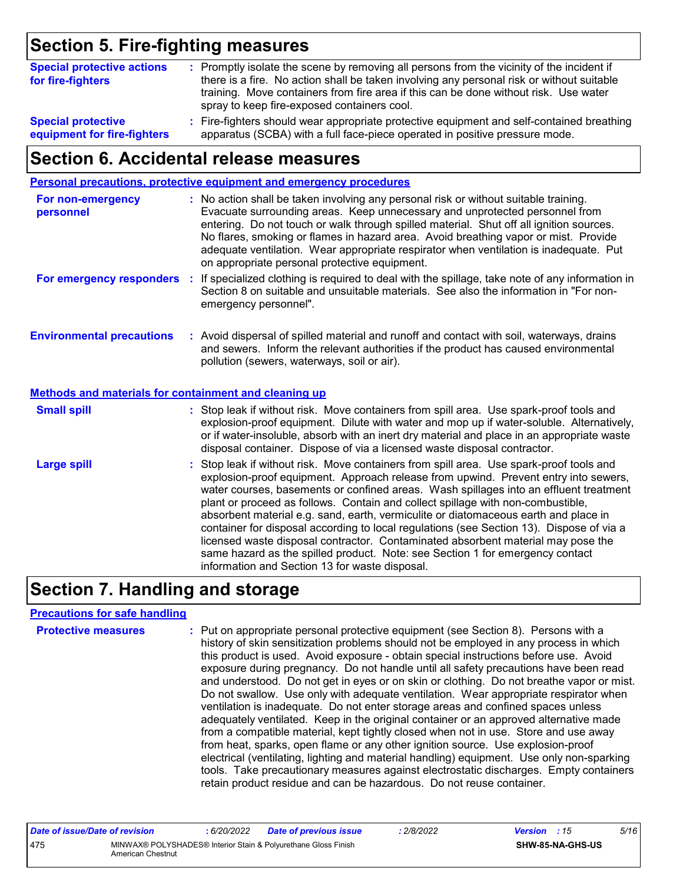## Section 5. Fire-fighting measures

**Special protective actions for fire-fighters** : Promptly isolate the scene by removing all persons from the vicinity of the incident if there is a fire. No action shall be taken involving any personal risk or without suitable training. Move containers from fire area if this can be done without risk. Use water spray to keep fire-exposed containers cool.

**Special protective equipment for fire-fighters** : Fire-fighters should wear appropriate protective equipment and self-contained breathing apparatus (SCBA) with a full face-piece operated in positive pressure mode.

## Section 6. Accidental release measures

### Personal precautions, protective equipment and emergency procedures

**For non-emergency personnel** : No action shall be taken involving any personal risk or without suitable training. Evacuate surrounding areas. Keep unnecessary and unprotected personnel from entering. Do not touch or walk through spilled material. Shut off all ignition sources. No flares, smoking or flames in hazard area. Avoid breathing vapor or mist. Provide adequate ventilation. Wear appropriate respirator when ventilation is inadequate. Put on appropriate personal protective equipment.

**For emergency responders** : If specialized clothing is required to deal with the spillage, take note of any information in Section 8 on suitable and unsuitable materials. See also the information in "For non-emergency personnel".

**Environmental precautions** : Avoid dispersal of spilled material and runoff and contact with soil, waterways, drains and sewers. Inform the relevant authorities if the product has caused environmental pollution (sewers, waterways, soil or air).

### Methods and materials for containment and cleaning up

**Small spill** : Stop leak if without risk. Move containers from spill area. Use spark-proof tools and explosion-proof equipment. Dilute with water and mop up if water-soluble. Alternatively, or if water-insoluble, absorb with an inert dry material and place in an appropriate waste disposal container. Dispose of via a licensed waste disposal contractor.

**Large spill** : Stop leak if without risk. Move containers from spill area. Use spark-proof tools and explosion-proof equipment. Approach release from upwind. Prevent entry into sewers, water courses, basements or confined areas. Wash spillages into an effluent treatment plant or proceed as follows. Contain and collect spillage with non-combustible, absorbent material e.g. sand, earth, vermiculite or diatomaceous earth and place in container for disposal according to local regulations (see Section 13). Dispose of via a licensed waste disposal contractor. Contaminated absorbent material may pose the same hazard as the spilled product. Note: see Section 1 for emergency contact information and Section 13 for waste disposal.

## Section 7. Handling and storage

### Precautions for safe handling

**Protective measures** : Put on appropriate personal protective equipment (see Section 8). Persons with a history of skin sensitization problems should not be employed in any process in which this product is used. Avoid exposure - obtain special instructions before use. Avoid exposure during pregnancy. Do not handle until all safety precautions have been read and understood. Do not get in eyes or on skin or clothing. Do not breathe vapor or mist. Do not swallow. Use only with adequate ventilation. Wear appropriate respirator when ventilation is inadequate. Do not enter storage areas and confined spaces unless adequately ventilated. Keep in the original container or an approved alternative made from a compatible material, kept tightly closed when not in use. Store and use away from heat, sparks, open flame or any other ignition source. Use explosion-proof electrical (ventilating, lighting and material handling) equipment. Use only non-sparking tools. Take precautionary measures against electrostatic discharges. Empty containers retain product residue and can be hazardous. Do not reuse container.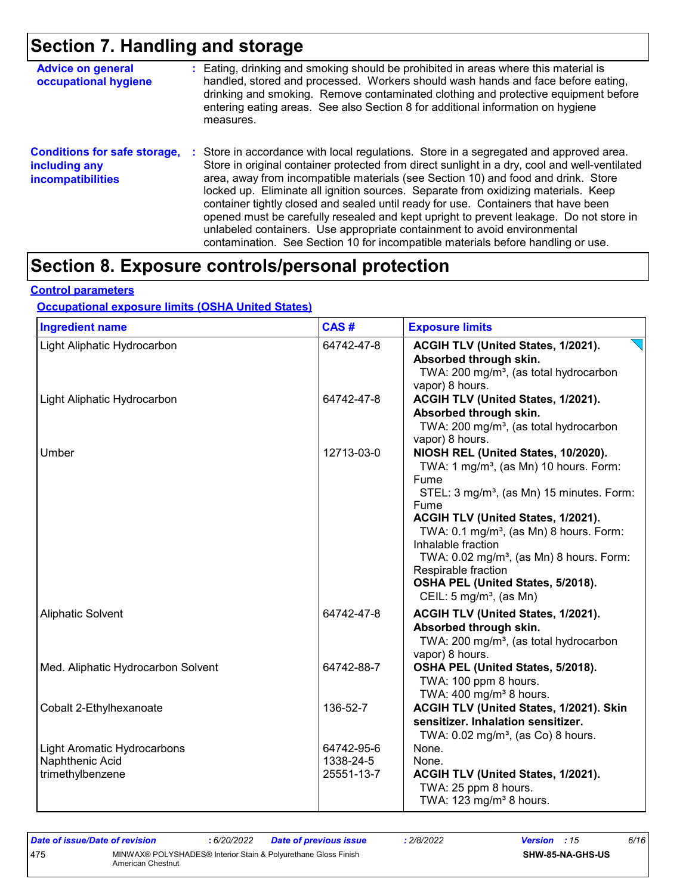# Section 7. Handling and storage

**Advice on general occupational hygiene** : Eating, drinking and smoking should be prohibited in areas where this material is handled, stored and processed. Workers should wash hands and face before eating, drinking and smoking. Remove contaminated clothing and protective equipment before entering eating areas. See also Section 8 for additional information on hygiene measures.

**Conditions for safe storage, including any incompatibilities** : Store in accordance with local regulations. Store in a segregated and approved area. Store in original container protected from direct sunlight in a dry, cool and well-ventilated area, away from incompatible materials (see Section 10) and food and drink. Store locked up. Eliminate all ignition sources. Separate from oxidizing materials. Keep container tightly closed and sealed until ready for use. Containers that have been opened must be carefully resealed and kept upright to prevent leakage. Do not store in unlabeled containers. Use appropriate containment to avoid environmental contamination. See Section 10 for incompatible materials before handling or use.

# Section 8. Exposure controls/personal protection

## Control parameters

### Occupational exposure limits (OSHA United States)

| Ingredient name | CAS # | Exposure limits |
|---|---|---|
| Light Aliphatic Hydrocarbon | 64742-47-8 | **ACGIH TLV (United States, 1/2021). Absorbed through skin.** TWA: 200 mg/m³, (as total hydrocarbon vapor) 8 hours. |
| Light Aliphatic Hydrocarbon | 64742-47-8 | **ACGIH TLV (United States, 1/2021). Absorbed through skin.** TWA: 200 mg/m³, (as total hydrocarbon vapor) 8 hours. |
| Umber | 12713-03-0 | **NIOSH REL (United States, 10/2020).** TWA: 1 mg/m³, (as Mn) 10 hours. Form: Fume STEL: 3 mg/m³, (as Mn) 15 minutes. Form: Fume **ACGIH TLV (United States, 1/2021).** TWA: 0.1 mg/m³, (as Mn) 8 hours. Form: Inhalable fraction TWA: 0.02 mg/m³, (as Mn) 8 hours. Form: Respirable fraction **OSHA PEL (United States, 5/2018).** CEIL: 5 mg/m³, (as Mn) |
| Aliphatic Solvent | 64742-47-8 | **ACGIH TLV (United States, 1/2021). Absorbed through skin.** TWA: 200 mg/m³, (as total hydrocarbon vapor) 8 hours. |
| Med. Aliphatic Hydrocarbon Solvent | 64742-88-7 | **OSHA PEL (United States, 5/2018).** TWA: 100 ppm 8 hours. TWA: 400 mg/m³ 8 hours. |
| Cobalt 2-Ethylhexanoate | 136-52-7 | **ACGIH TLV (United States, 1/2021). Skin sensitizer. Inhalation sensitizer.** TWA: 0.02 mg/m³, (as Co) 8 hours. |
| Light Aromatic Hydrocarbons | 64742-95-6 | None. |
| Naphthenic Acid | 1338-24-5 | None. |
| trimethylbenzene | 25551-13-7 | **ACGIH TLV (United States, 1/2021).** TWA: 25 ppm 8 hours. TWA: 123 mg/m³ 8 hours. |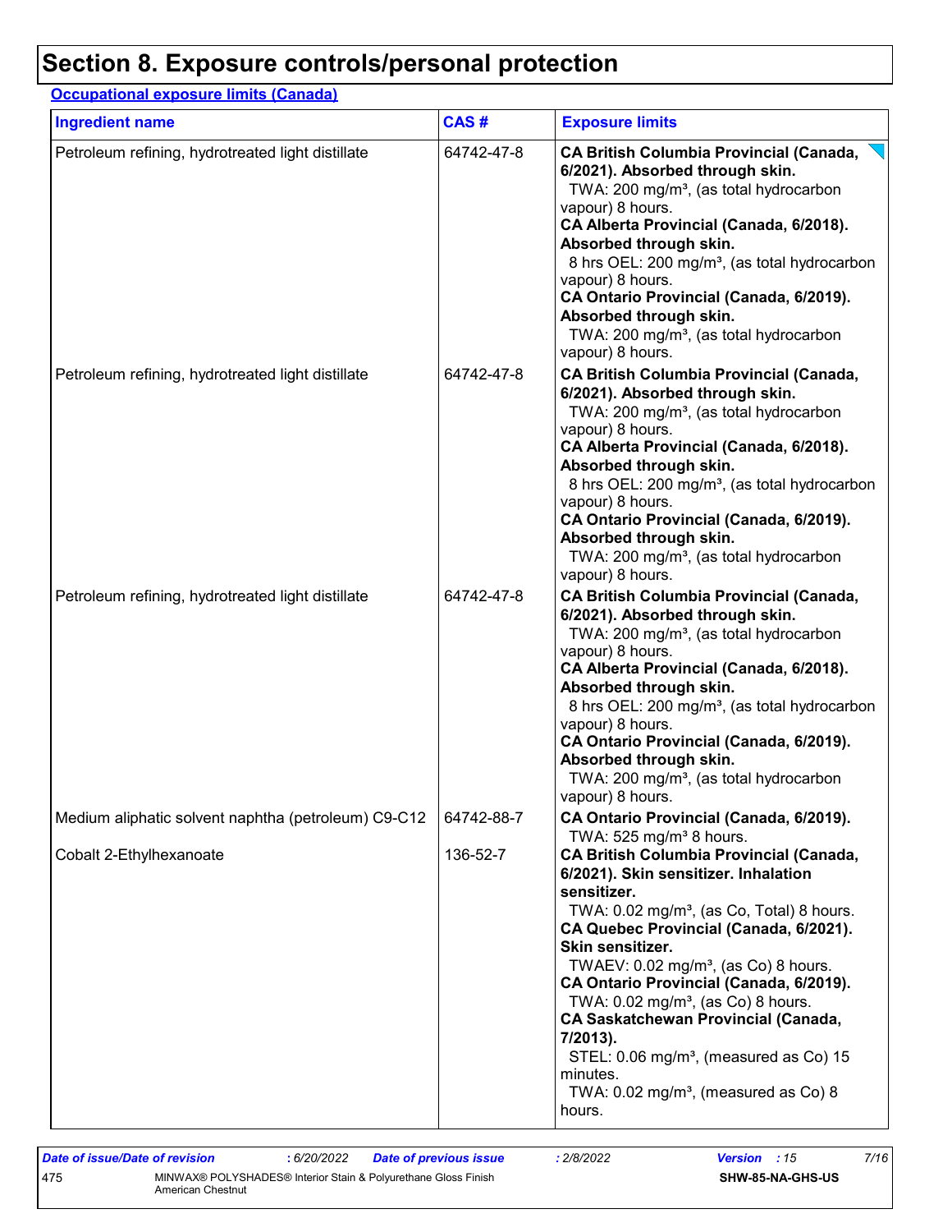# Section 8. Exposure controls/personal protection

**Occupational exposure limits (Canada)**

| Ingredient name | CAS # | Exposure limits |
|---|---|---|
| Petroleum refining, hydrotreated light distillate | 64742-47-8 | **CA British Columbia Provincial (Canada, 6/2021). Absorbed through skin.**<br>TWA: 200 mg/m³, (as total hydrocarbon vapour) 8 hours.<br>**CA Alberta Provincial (Canada, 6/2018). Absorbed through skin.**<br>8 hrs OEL: 200 mg/m³, (as total hydrocarbon vapour) 8 hours.<br>**CA Ontario Provincial (Canada, 6/2019). Absorbed through skin.**<br>TWA: 200 mg/m³, (as total hydrocarbon vapour) 8 hours. |
| Petroleum refining, hydrotreated light distillate | 64742-47-8 | **CA British Columbia Provincial (Canada, 6/2021). Absorbed through skin.**<br>TWA: 200 mg/m³, (as total hydrocarbon vapour) 8 hours.<br>**CA Alberta Provincial (Canada, 6/2018). Absorbed through skin.**<br>8 hrs OEL: 200 mg/m³, (as total hydrocarbon vapour) 8 hours.<br>**CA Ontario Provincial (Canada, 6/2019). Absorbed through skin.**<br>TWA: 200 mg/m³, (as total hydrocarbon vapour) 8 hours. |
| Petroleum refining, hydrotreated light distillate | 64742-47-8 | **CA British Columbia Provincial (Canada, 6/2021). Absorbed through skin.**<br>TWA: 200 mg/m³, (as total hydrocarbon vapour) 8 hours.<br>**CA Alberta Provincial (Canada, 6/2018). Absorbed through skin.**<br>8 hrs OEL: 200 mg/m³, (as total hydrocarbon vapour) 8 hours.<br>**CA Ontario Provincial (Canada, 6/2019). Absorbed through skin.**<br>TWA: 200 mg/m³, (as total hydrocarbon vapour) 8 hours. |
| Medium aliphatic solvent naphtha (petroleum) C9-C12 | 64742-88-7 | **CA Ontario Provincial (Canada, 6/2019).**<br>TWA: 525 mg/m³ 8 hours. |
| Cobalt 2-Ethylhexanoate | 136-52-7 | **CA British Columbia Provincial (Canada, 6/2021). Skin sensitizer. Inhalation sensitizer.**<br>TWA: 0.02 mg/m³, (as Co, Total) 8 hours.<br>**CA Quebec Provincial (Canada, 6/2021). Skin sensitizer.**<br>TWAEV: 0.02 mg/m³, (as Co) 8 hours.<br>**CA Ontario Provincial (Canada, 6/2019).**<br>TWA: 0.02 mg/m³, (as Co) 8 hours.<br>**CA Saskatchewan Provincial (Canada, 7/2013).**<br>STEL: 0.06 mg/m³, (measured as Co) 15 minutes.<br>TWA: 0.02 mg/m³, (measured as Co) 8 hours. |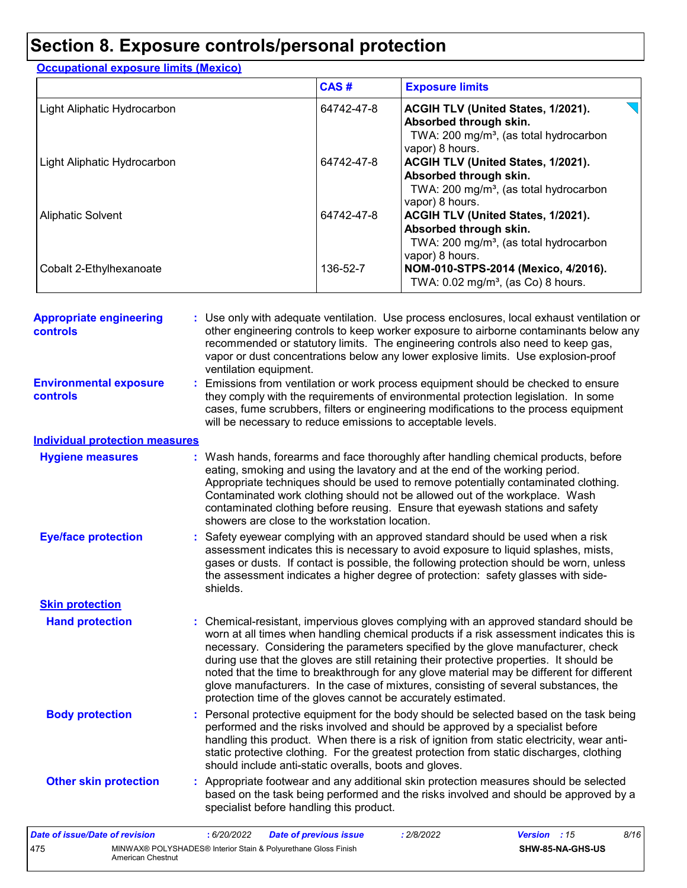# Section 8. Exposure controls/personal protection

**Occupational exposure limits (Mexico)**

| | CAS # | Exposure limits |
|---|---|---|
| Light Aliphatic Hydrocarbon | 64742-47-8 | **ACGIH TLV (United States, 1/2021). Absorbed through skin.** TWA: 200 mg/m³, (as total hydrocarbon vapor) 8 hours. |
| Light Aliphatic Hydrocarbon | 64742-47-8 | **ACGIH TLV (United States, 1/2021). Absorbed through skin.** TWA: 200 mg/m³, (as total hydrocarbon vapor) 8 hours. |
| Aliphatic Solvent | 64742-47-8 | **ACGIH TLV (United States, 1/2021). Absorbed through skin.** TWA: 200 mg/m³, (as total hydrocarbon vapor) 8 hours. |
| Cobalt 2-Ethylhexanoate | 136-52-7 | **NOM-010-STPS-2014 (Mexico, 4/2016).** TWA: 0.02 mg/m³, (as Co) 8 hours. |

**Appropriate engineering controls** : Use only with adequate ventilation. Use process enclosures, local exhaust ventilation or other engineering controls to keep worker exposure to airborne contaminants below any recommended or statutory limits. The engineering controls also need to keep gas, vapor or dust concentrations below any lower explosive limits. Use explosion-proof ventilation equipment.

**Environmental exposure controls** : Emissions from ventilation or work process equipment should be checked to ensure they comply with the requirements of environmental protection legislation. In some cases, fume scrubbers, filters or engineering modifications to the process equipment will be necessary to reduce emissions to acceptable levels.

**Individual protection measures**

**Hygiene measures** : Wash hands, forearms and face thoroughly after handling chemical products, before eating, smoking and using the lavatory and at the end of the working period. Appropriate techniques should be used to remove potentially contaminated clothing. Contaminated work clothing should not be allowed out of the workplace. Wash contaminated clothing before reusing. Ensure that eyewash stations and safety showers are close to the workstation location.

**Eye/face protection** : Safety eyewear complying with an approved standard should be used when a risk assessment indicates this is necessary to avoid exposure to liquid splashes, mists, gases or dusts. If contact is possible, the following protection should be worn, unless the assessment indicates a higher degree of protection: safety glasses with side-shields.

**Skin protection**

**Hand protection** : Chemical-resistant, impervious gloves complying with an approved standard should be worn at all times when handling chemical products if a risk assessment indicates this is necessary. Considering the parameters specified by the glove manufacturer, check during use that the gloves are still retaining their protective properties. It should be noted that the time to breakthrough for any glove material may be different for different glove manufacturers. In the case of mixtures, consisting of several substances, the protection time of the gloves cannot be accurately estimated.

**Body protection** : Personal protective equipment for the body should be selected based on the task being performed and the risks involved and should be approved by a specialist before handling this product. When there is a risk of ignition from static electricity, wear anti-static protective clothing. For the greatest protection from static discharges, clothing should include anti-static overalls, boots and gloves.

**Other skin protection** : Appropriate footwear and any additional skin protection measures should be selected based on the task being performed and the risks involved and should be approved by a specialist before handling this product.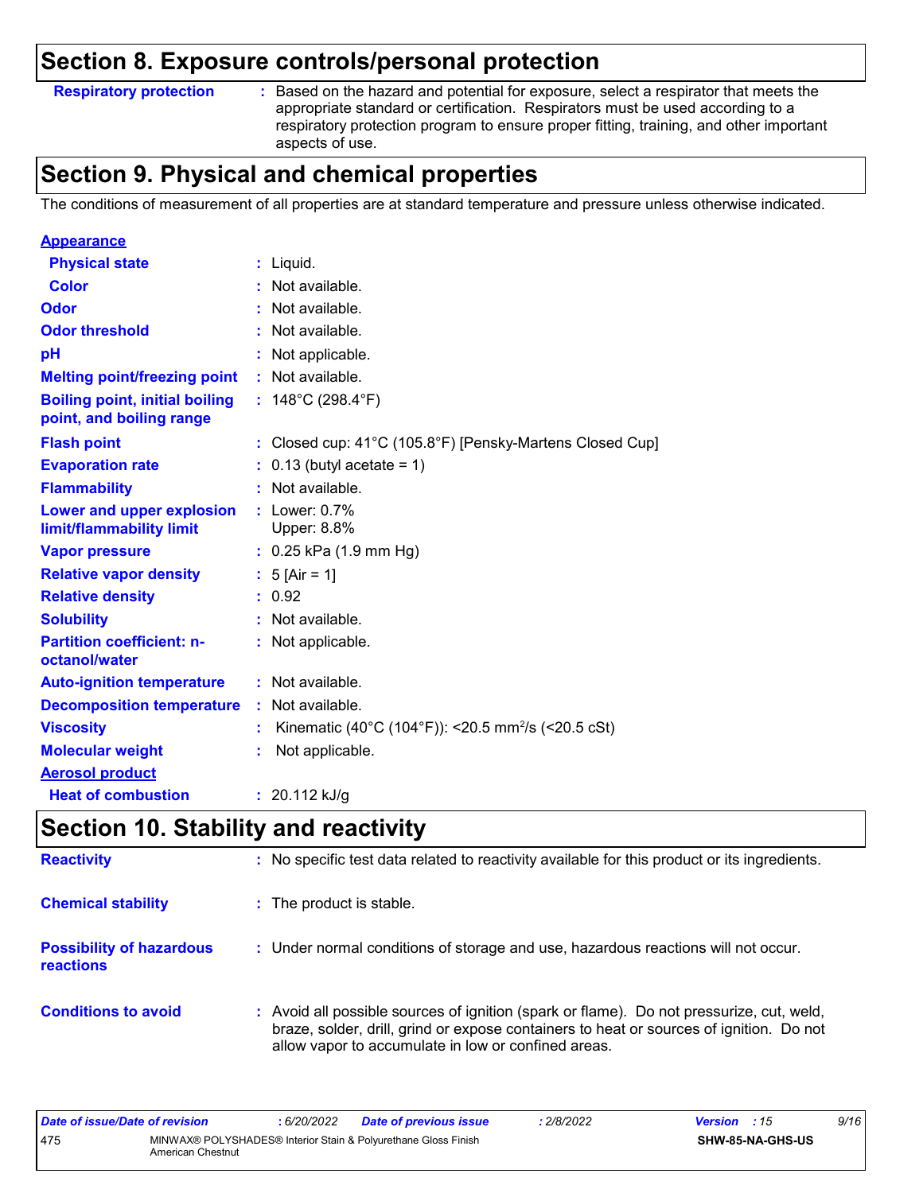## Section 8. Exposure controls/personal protection

| | |
|---|---|
| **Respiratory protection** | : Based on the hazard and potential for exposure, select a respirator that meets the appropriate standard or certification. Respirators must be used according to a respiratory protection program to ensure proper fitting, training, and other important aspects of use. |

## Section 9. Physical and chemical properties

The conditions of measurement of all properties are at standard temperature and pressure unless otherwise indicated.

| | |
|---|---|
| **Appearance** | |
| **Physical state** | : Liquid. |
| **Color** | : Not available. |
| **Odor** | : Not available. |
| **Odor threshold** | : Not available. |
| **pH** | : Not applicable. |
| **Melting point/freezing point** | : Not available. |
| **Boiling point, initial boiling point, and boiling range** | : 148°C (298.4°F) |
| **Flash point** | : Closed cup: 41°C (105.8°F) [Pensky-Martens Closed Cup] |
| **Evaporation rate** | : 0.13 (butyl acetate = 1) |
| **Flammability** | : Not available. |
| **Lower and upper explosion limit/flammability limit** | : Lower: 0.7%<br>Upper: 8.8% |
| **Vapor pressure** | : 0.25 kPa (1.9 mm Hg) |
| **Relative vapor density** | : 5 [Air = 1] |
| **Relative density** | : 0.92 |
| **Solubility** | : Not available. |
| **Partition coefficient: n-octanol/water** | : Not applicable. |
| **Auto-ignition temperature** | : Not available. |
| **Decomposition temperature** | : Not available. |
| **Viscosity** | : Kinematic (40°C (104°F)): <20.5 $mm^2/s$ (<20.5 cSt) |
| **Molecular weight** | : Not applicable. |
| **Aerosol product** | |
| **Heat of combustion** | : 20.112 kJ/g |

## Section 10. Stability and reactivity

| | |
|---|---|
| **Reactivity** | : No specific test data related to reactivity available for this product or its ingredients. |
| **Chemical stability** | : The product is stable. |
| **Possibility of hazardous reactions** | : Under normal conditions of storage and use, hazardous reactions will not occur. |
| **Conditions to avoid** | : Avoid all possible sources of ignition (spark or flame). Do not pressurize, cut, weld, braze, solder, drill, grind or expose containers to heat or sources of ignition. Do not allow vapor to accumulate in low or confined areas. |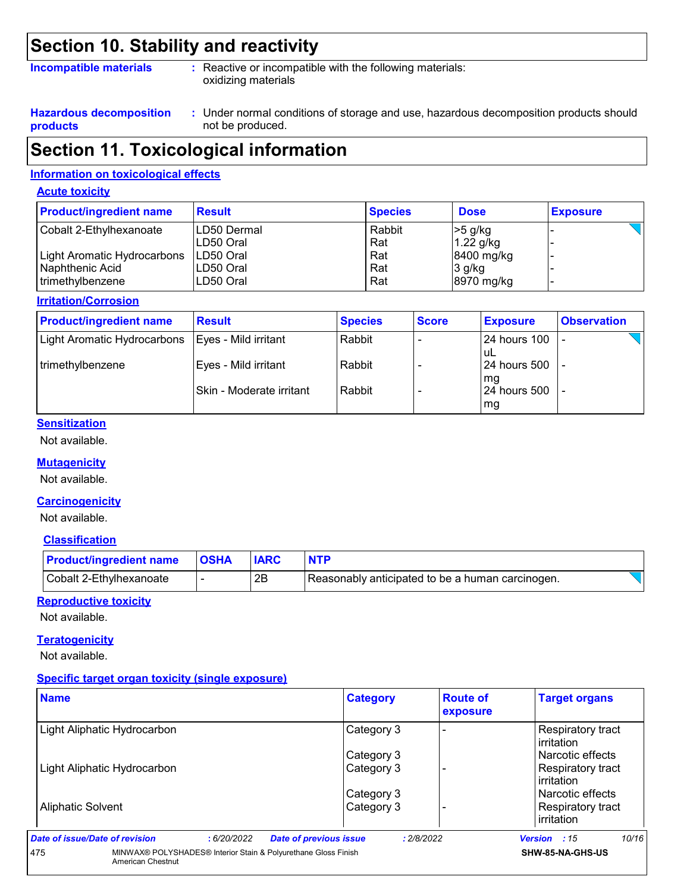# Section 10. Stability and reactivity

**Incompatible materials** : Reactive or incompatible with the following materials: oxidizing materials

**Hazardous decomposition products** : Under normal conditions of storage and use, hazardous decomposition products should not be produced.

# Section 11. Toxicological information

## Information on toxicological effects

### Acute toxicity

| Product/ingredient name | Result | Species | Dose | Exposure |
|---|---|---|---|---|
| Cobalt 2-Ethylhexanoate | LD50 Dermal | Rabbit | >5 g/kg | - |
| | LD50 Oral | Rat | 1.22 g/kg | - |
| Light Aromatic Hydrocarbons | LD50 Oral | Rat | 8400 mg/kg | - |
| Naphthenic Acid | LD50 Oral | Rat | 3 g/kg | - |
| trimethylbenzene | LD50 Oral | Rat | 8970 mg/kg | - |

### Irritation/Corrosion

| Product/ingredient name | Result | Species | Score | Exposure | Observation |
|---|---|---|---|---|---|
| Light Aromatic Hydrocarbons | Eyes - Mild irritant | Rabbit | - | 24 hours 100 uL | - |
| trimethylbenzene | Eyes - Mild irritant | Rabbit | - | 24 hours 500 mg | - |
| | Skin - Moderate irritant | Rabbit | - | 24 hours 500 mg | - |

### Sensitization

Not available.

### Mutagenicity

Not available.

### Carcinogenicity

Not available.

### Classification

| Product/ingredient name | OSHA | IARC | NTP |
|---|---|---|---|
| Cobalt 2-Ethylhexanoate | - | 2B | Reasonably anticipated to be a human carcinogen. |

### Reproductive toxicity

Not available.

### Teratogenicity

Not available.

### Specific target organ toxicity (single exposure)

| Name | Category | Route of exposure | Target organs |
|---|---|---|---|
| Light Aliphatic Hydrocarbon | Category 3 | - | Respiratory tract irritation |
| | Category 3 | | Narcotic effects |
| Light Aliphatic Hydrocarbon | Category 3 | - | Respiratory tract irritation |
| | Category 3 | | Narcotic effects |
| Aliphatic Solvent | Category 3 | - | Respiratory tract irritation |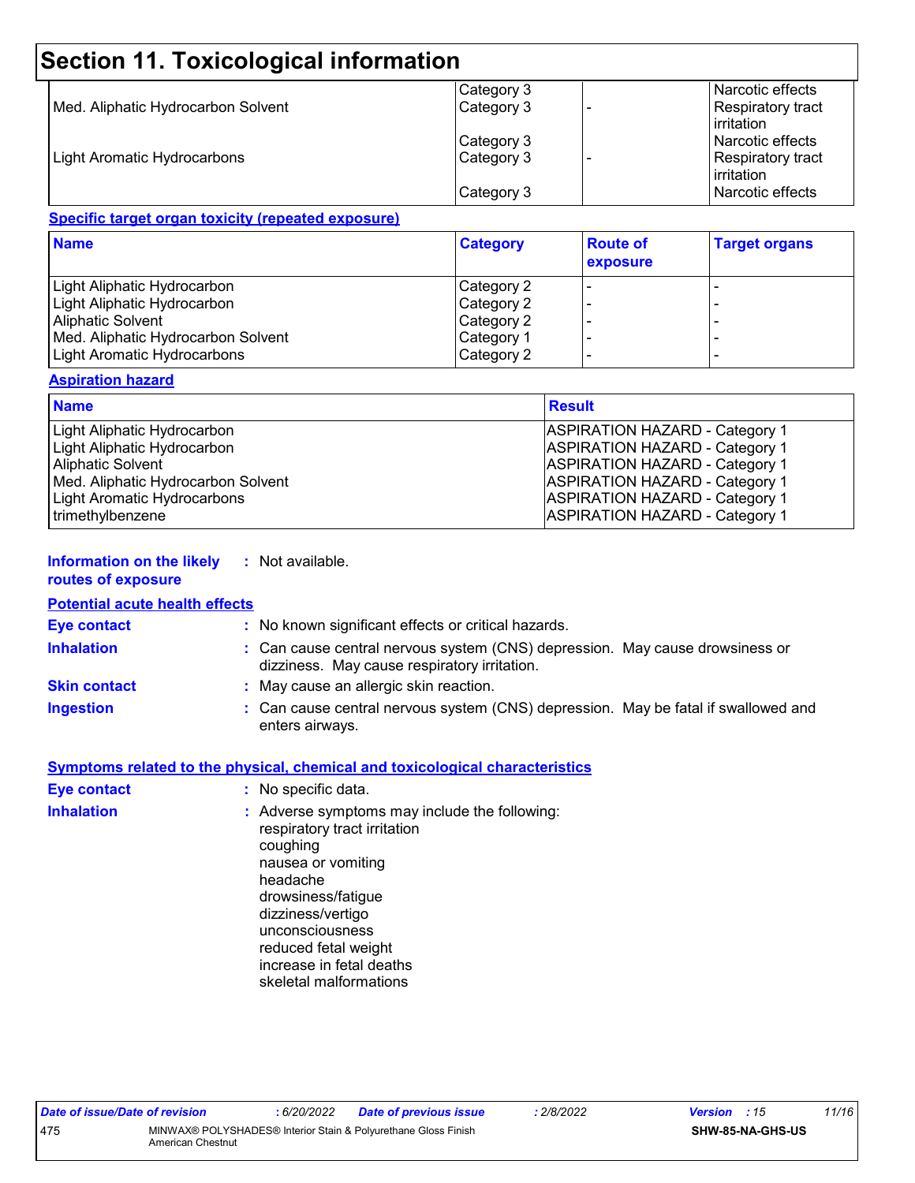## Section 11. Toxicological information

| | | | |
|---|---|---|---|
| | Category 3 | | Narcotic effects |
| Med. Aliphatic Hydrocarbon Solvent | Category 3 | - | Respiratory tract irritation |
| | Category 3 | | Narcotic effects |
| Light Aromatic Hydrocarbons | Category 3 | - | Respiratory tract irritation |
| | Category 3 | | Narcotic effects |

**Specific target organ toxicity (repeated exposure)**

| Name | Category | Route of exposure | Target organs |
|---|---|---|---|
| Light Aliphatic Hydrocarbon | Category 2 | - | - |
| Light Aliphatic Hydrocarbon | Category 2 | - | - |
| Aliphatic Solvent | Category 2 | - | - |
| Med. Aliphatic Hydrocarbon Solvent | Category 1 | - | - |
| Light Aromatic Hydrocarbons | Category 2 | - | - |

**Aspiration hazard**

| Name | Result |
|---|---|
| Light Aliphatic Hydrocarbon | ASPIRATION HAZARD - Category 1 |
| Light Aliphatic Hydrocarbon | ASPIRATION HAZARD - Category 1 |
| Aliphatic Solvent | ASPIRATION HAZARD - Category 1 |
| Med. Aliphatic Hydrocarbon Solvent | ASPIRATION HAZARD - Category 1 |
| Light Aromatic Hydrocarbons | ASPIRATION HAZARD - Category 1 |
| trimethylbenzene | ASPIRATION HAZARD - Category 1 |

**Information on the likely routes of exposure** : Not available.

**Potential acute health effects**

**Eye contact** : No known significant effects or critical hazards.

**Inhalation** : Can cause central nervous system (CNS) depression. May cause drowsiness or dizziness. May cause respiratory irritation.

**Skin contact** : May cause an allergic skin reaction.

**Ingestion** : Can cause central nervous system (CNS) depression. May be fatal if swallowed and enters airways.

**Symptoms related to the physical, chemical and toxicological characteristics**

**Eye contact** : No specific data.

**Inhalation** : Adverse symptoms may include the following:
respiratory tract irritation
coughing
nausea or vomiting
headache
drowsiness/fatigue
dizziness/vertigo
unconsciousness
reduced fetal weight
increase in fetal deaths
skeletal malformations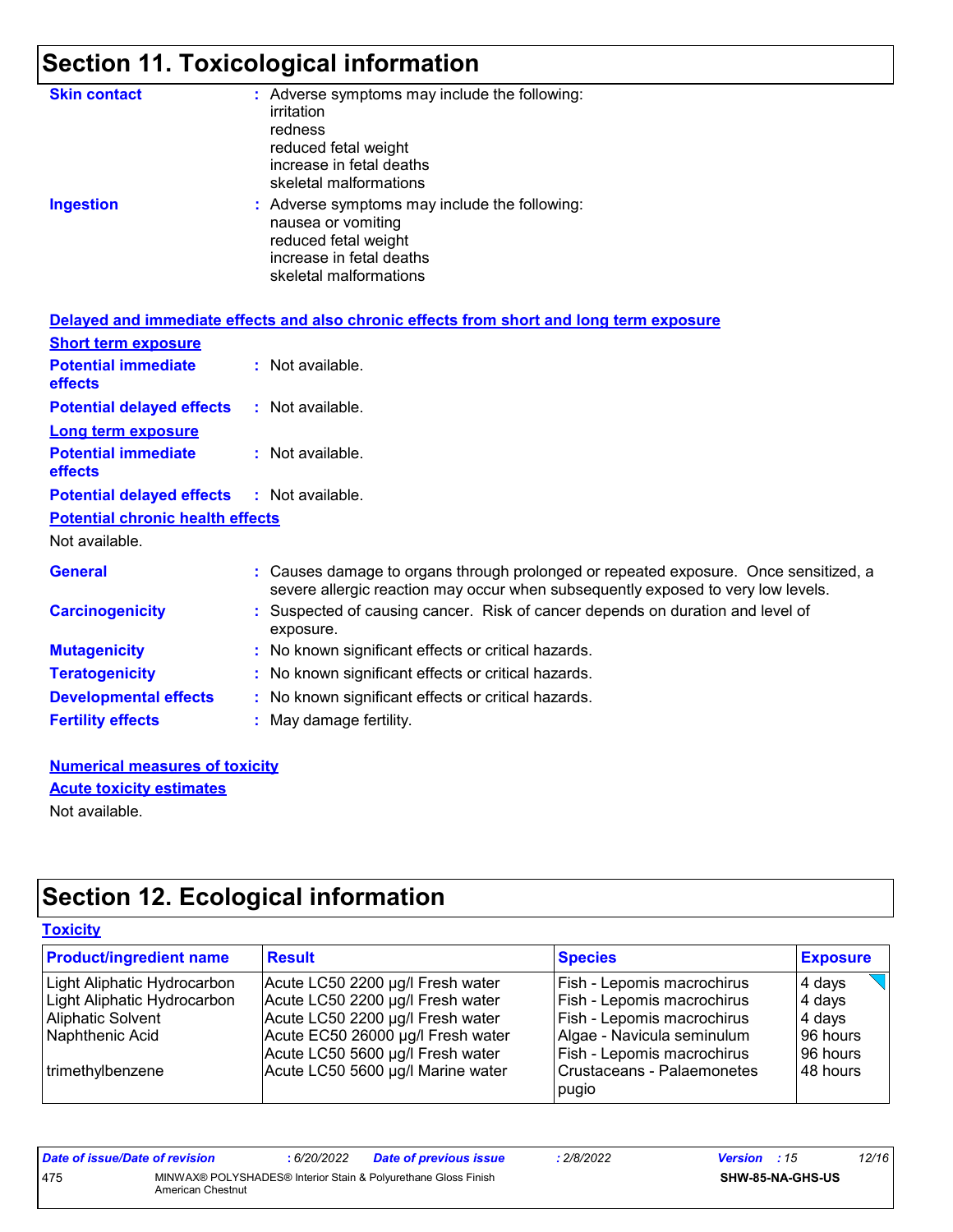## Section 11. Toxicological information

**Skin contact** : Adverse symptoms may include the following:
irritation
redness
reduced fetal weight
increase in fetal deaths
skeletal malformations

**Ingestion** : Adverse symptoms may include the following:
nausea or vomiting
reduced fetal weight
increase in fetal deaths
skeletal malformations

**Delayed and immediate effects and also chronic effects from short and long term exposure**

**Short term exposure**

**Potential immediate effects** : Not available.

**Potential delayed effects** : Not available.

**Long term exposure**

**Potential immediate effects** : Not available.

**Potential delayed effects** : Not available.

**Potential chronic health effects**

Not available.

**General** : Causes damage to organs through prolonged or repeated exposure. Once sensitized, a severe allergic reaction may occur when subsequently exposed to very low levels.

**Carcinogenicity** : Suspected of causing cancer. Risk of cancer depends on duration and level of exposure.

**Mutagenicity** : No known significant effects or critical hazards.

**Teratogenicity** : No known significant effects or critical hazards.

**Developmental effects** : No known significant effects or critical hazards.

**Fertility effects** : May damage fertility.

**Numerical measures of toxicity**

**Acute toxicity estimates**

Not available.

## Section 12. Ecological information

**Toxicity**

| Product/ingredient name | Result | Species | Exposure |
|---|---|---|---|
| Light Aliphatic Hydrocarbon | Acute LC50 2200 µg/l Fresh water | Fish - Lepomis macrochirus | 4 days |
| Light Aliphatic Hydrocarbon | Acute LC50 2200 µg/l Fresh water | Fish - Lepomis macrochirus | 4 days |
| Aliphatic Solvent | Acute LC50 2200 µg/l Fresh water | Fish - Lepomis macrochirus | 4 days |
| Naphthenic Acid | Acute EC50 26000 µg/l Fresh water | Algae - Navicula seminulum | 96 hours |
| | Acute LC50 5600 µg/l Fresh water | Fish - Lepomis macrochirus | 96 hours |
| trimethylbenzene | Acute LC50 5600 µg/l Marine water | Crustaceans - Palaemonetes pugio | 48 hours |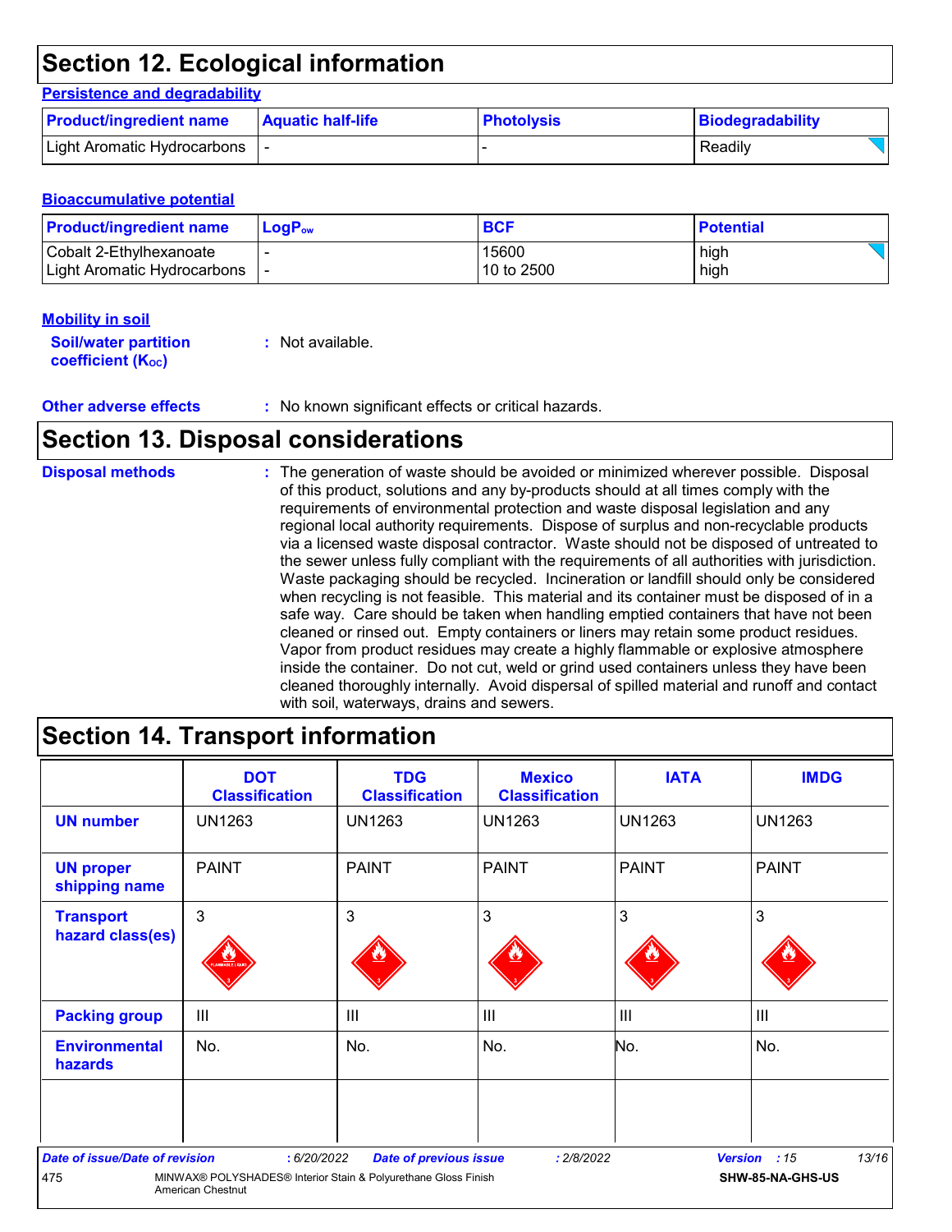## Section 12. Ecological information

### Persistence and degradability

| Product/ingredient name | Aquatic half-life | Photolysis | Biodegradability |
|---|---|---|---|
| Light Aromatic Hydrocarbons | - | - | Readily |

### Bioaccumulative potential

| Product/ingredient name | $LogP_{ow}$ | BCF | Potential |
|---|---|---|---|
| Cobalt 2-Ethylhexanoate | - | 15600 | high |
| Light Aromatic Hydrocarbons | - | 10 to 2500 | high |

### Mobility in soil

**Soil/water partition coefficient ($K_{OC}$)** : Not available.

**Other adverse effects** : No known significant effects or critical hazards.

## Section 13. Disposal considerations

**Disposal methods** : The generation of waste should be avoided or minimized wherever possible. Disposal of this product, solutions and any by-products should at all times comply with the requirements of environmental protection and waste disposal legislation and any regional local authority requirements. Dispose of surplus and non-recyclable products via a licensed waste disposal contractor. Waste should not be disposed of untreated to the sewer unless fully compliant with the requirements of all authorities with jurisdiction. Waste packaging should be recycled. Incineration or landfill should only be considered when recycling is not feasible. This material and its container must be disposed of in a safe way. Care should be taken when handling emptied containers that have not been cleaned or rinsed out. Empty containers or liners may retain some product residues. Vapor from product residues may create a highly flammable or explosive atmosphere inside the container. Do not cut, weld or grind used containers unless they have been cleaned thoroughly internally. Avoid dispersal of spilled material and runoff and contact with soil, waterways, drains and sewers.

## Section 14. Transport information

| | DOT Classification | TDG Classification | Mexico Classification | IATA | IMDG |
|---|---|---|---|---|---|
| **UN number** | UN1263 | UN1263 | UN1263 | UN1263 | UN1263 |
| **UN proper shipping name** | PAINT | PAINT | PAINT | PAINT | PAINT |
| **Transport hazard class(es)** | 3 | 3 | 3 | 3 | 3 |
| **Packing group** | III | III | III | III | III |
| **Environmental hazards** | No. | No. | No. | No. | No. |
| | | | | | |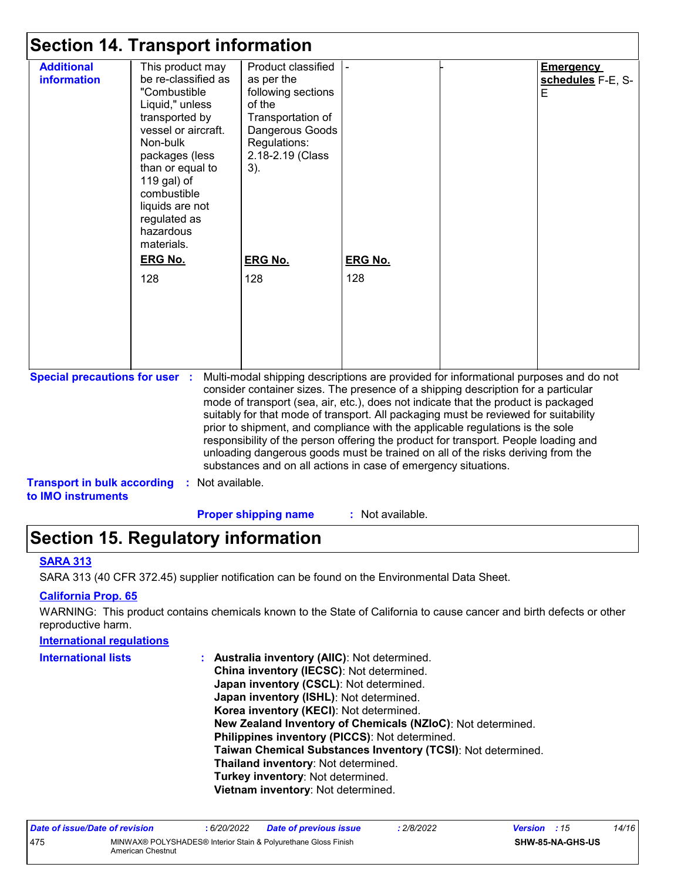## Section 14. Transport information

| | | | | | |
|---|---|---|---|---|---|
| **Additional information** | This product may be re-classified as "Combustible Liquid," unless transported by vessel or aircraft. Non-bulk packages (less than or equal to 119 gal) of combustible liquids are not regulated as hazardous materials.<br><br>**ERG No.**<br>128 | Product classified as per the following sections of the Transportation of Dangerous Goods Regulations: 2.18-2.19 (Class 3).<br><br>**ERG No.**<br>128 | -<br><br>**ERG No.**<br>128 | - | **Emergency schedules** F-E, S-E |

**Special precautions for user** : Multi-modal shipping descriptions are provided for informational purposes and do not consider container sizes. The presence of a shipping description for a particular mode of transport (sea, air, etc.), does not indicate that the product is packaged suitably for that mode of transport. All packaging must be reviewed for suitability prior to shipment, and compliance with the applicable regulations is the sole responsibility of the person offering the product for transport. People loading and unloading dangerous goods must be trained on all of the risks deriving from the substances and on all actions in case of emergency situations.

**Transport in bulk according to IMO instruments** : Not available.

**Proper shipping name** : Not available.

## Section 15. Regulatory information

**SARA 313**

SARA 313 (40 CFR 372.45) supplier notification can be found on the Environmental Data Sheet.

**California Prop. 65**

WARNING: This product contains chemicals known to the State of California to cause cancer and birth defects or other reproductive harm.

**International regulations**

**International lists** :
- **Australia inventory (AIIC)**: Not determined.
- **China inventory (IECSC)**: Not determined.
- **Japan inventory (CSCL)**: Not determined.
- **Japan inventory (ISHL)**: Not determined.
- **Korea inventory (KECI)**: Not determined.
- **New Zealand Inventory of Chemicals (NZIoC)**: Not determined.
- **Philippines inventory (PICCS)**: Not determined.
- **Taiwan Chemical Substances Inventory (TCSI)**: Not determined.
- **Thailand inventory**: Not determined.
- **Turkey inventory**: Not determined.
- **Vietnam inventory**: Not determined.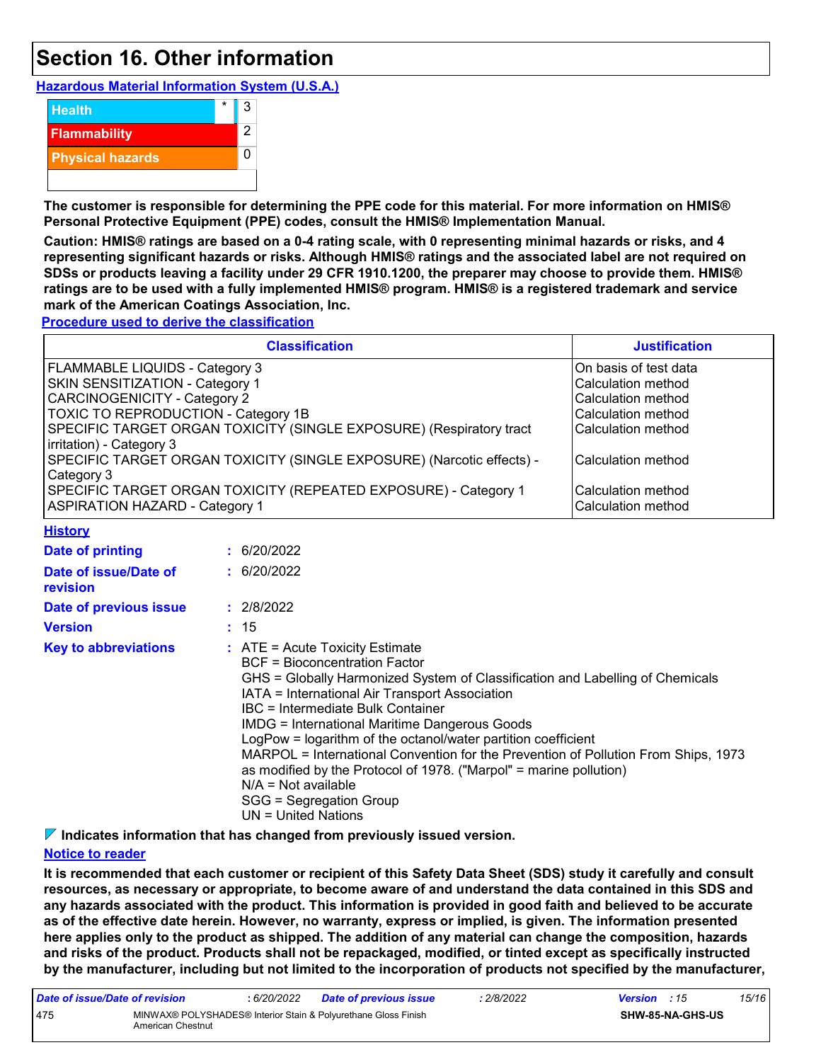# Section 16. Other information

**Hazardous Material Information System (U.S.A.)**

| | | |
|---|---|---|
| Health | * | 3 |
| Flammability | | 2 |
| Physical hazards | | 0 |

**The customer is responsible for determining the PPE code for this material. For more information on HMIS® Personal Protective Equipment (PPE) codes, consult the HMIS® Implementation Manual.**

**Caution: HMIS® ratings are based on a 0-4 rating scale, with 0 representing minimal hazards or risks, and 4 representing significant hazards or risks. Although HMIS® ratings and the associated label are not required on SDSs or products leaving a facility under 29 CFR 1910.1200, the preparer may choose to provide them. HMIS® ratings are to be used with a fully implemented HMIS® program. HMIS® is a registered trademark and service mark of the American Coatings Association, Inc.**

**Procedure used to derive the classification**

| Classification | Justification |
|---|---|
| FLAMMABLE LIQUIDS - Category 3 | On basis of test data |
| SKIN SENSITIZATION - Category 1 | Calculation method |
| CARCINOGENICITY - Category 2 | Calculation method |
| TOXIC TO REPRODUCTION - Category 1B | Calculation method |
| SPECIFIC TARGET ORGAN TOXICITY (SINGLE EXPOSURE) (Respiratory tract irritation) - Category 3 | Calculation method |
| SPECIFIC TARGET ORGAN TOXICITY (SINGLE EXPOSURE) (Narcotic effects) - Category 3 | Calculation method |
| SPECIFIC TARGET ORGAN TOXICITY (REPEATED EXPOSURE) - Category 1 | Calculation method |
| ASPIRATION HAZARD - Category 1 | Calculation method |

**History**

**Date of printing** : 6/20/2022

**Date of issue/Date of revision** : 6/20/2022

**Date of previous issue** : 2/8/2022

**Version** : 15

**Key to abbreviations** :
ATE = Acute Toxicity Estimate
BCF = Bioconcentration Factor
GHS = Globally Harmonized System of Classification and Labelling of Chemicals
IATA = International Air Transport Association
IBC = Intermediate Bulk Container
IMDG = International Maritime Dangerous Goods
LogPow = logarithm of the octanol/water partition coefficient
MARPOL = International Convention for the Prevention of Pollution From Ships, 1973 as modified by the Protocol of 1978. ("Marpol" = marine pollution)
N/A = Not available
SGG = Segregation Group
UN = United Nations

**Indicates information that has changed from previously issued version.**

**Notice to reader**

**It is recommended that each customer or recipient of this Safety Data Sheet (SDS) study it carefully and consult resources, as necessary or appropriate, to become aware of and understand the data contained in this SDS and any hazards associated with the product. This information is provided in good faith and believed to be accurate as of the effective date herein. However, no warranty, express or implied, is given. The information presented here applies only to the product as shipped. The addition of any material can change the composition, hazards and risks of the product. Products shall not be repackaged, modified, or tinted except as specifically instructed by the manufacturer, including but not limited to the incorporation of products not specified by the manufacturer,**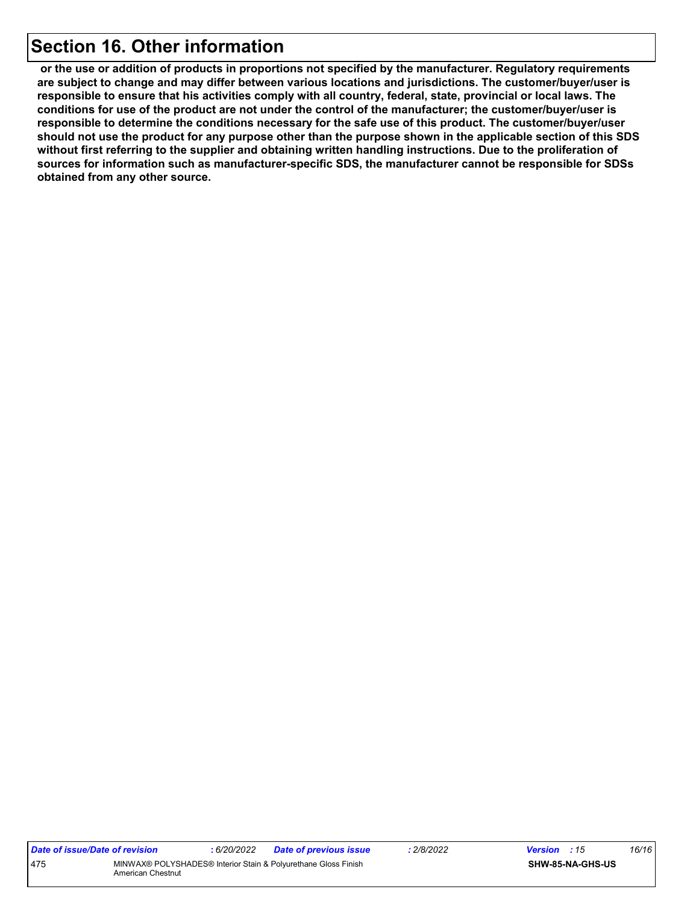# Section 16. Other information

**or the use or addition of products in proportions not specified by the manufacturer. Regulatory requirements are subject to change and may differ between various locations and jurisdictions. The customer/buyer/user is responsible to ensure that his activities comply with all country, federal, state, provincial or local laws. The conditions for use of the product are not under the control of the manufacturer; the customer/buyer/user is responsible to determine the conditions necessary for the safe use of this product. The customer/buyer/user should not use the product for any purpose other than the purpose shown in the applicable section of this SDS without first referring to the supplier and obtaining written handling instructions. Due to the proliferation of sources for information such as manufacturer-specific SDS, the manufacturer cannot be responsible for SDSs obtained from any other source.**